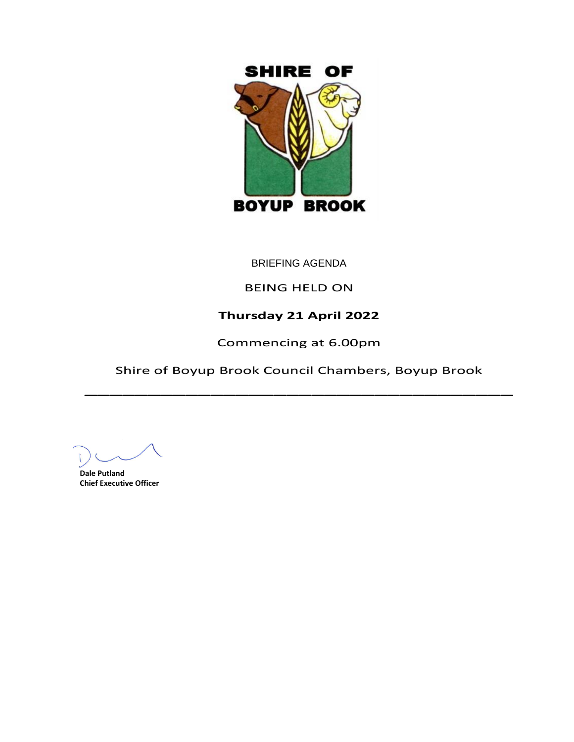SHIRE OF

BOYUP BROOK

BRIEFING AGENDA

BEING HELD ON

**Thursday 21 April 2022**

Commencing at 6.00pm

Shire of Boyup Brook Council Chambers, Boyup Brook

---

**Dale Putland**
**Chief Executive Officer**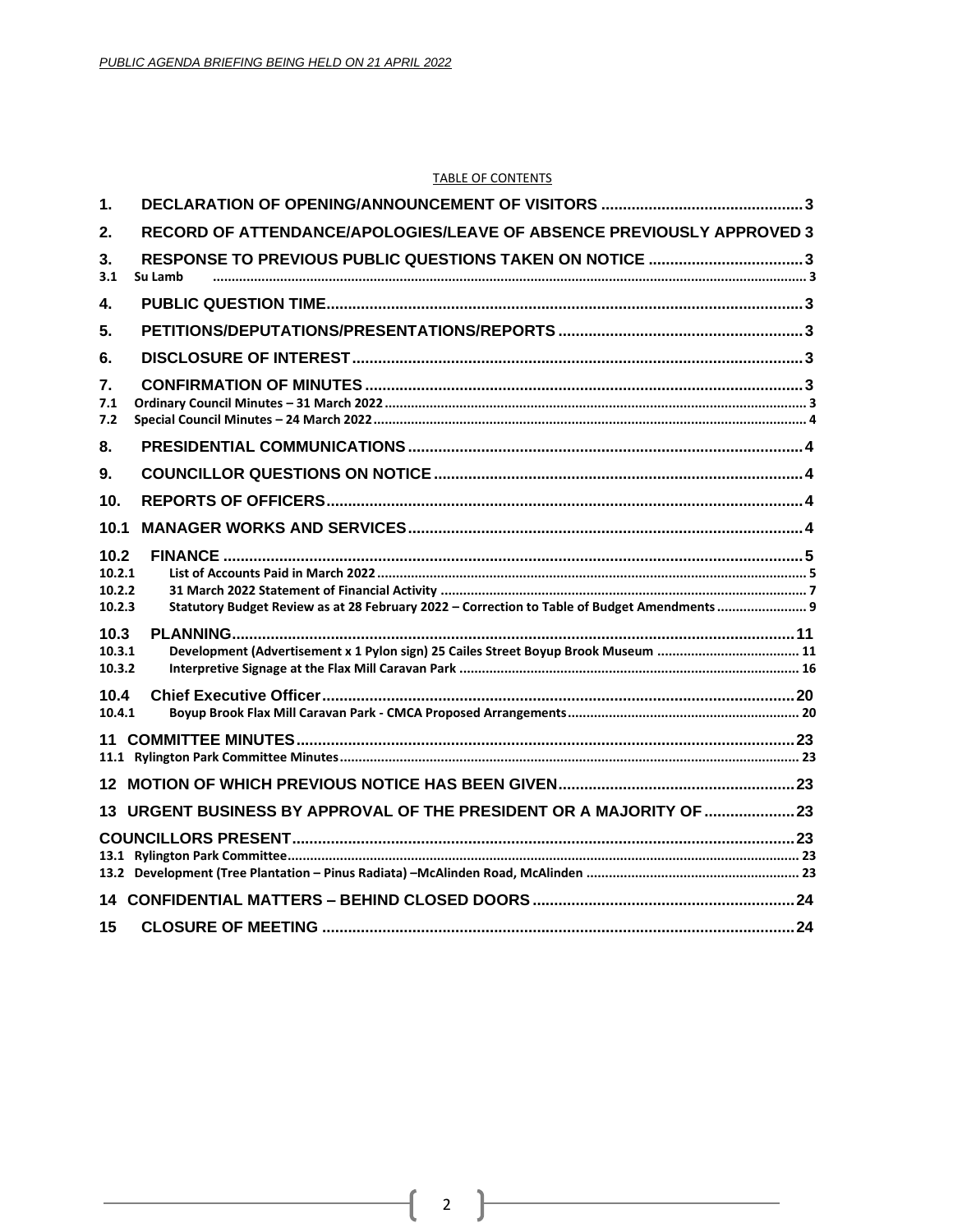TABLE OF CONTENTS

| | | |
|---|---|---|
| 1. | DECLARATION OF OPENING/ANNOUNCEMENT OF VISITORS | 3 |
| 2. | RECORD OF ATTENDANCE/APOLOGIES/LEAVE OF ABSENCE PREVIOUSLY APPROVED | 3 |
| 3. | RESPONSE TO PREVIOUS PUBLIC QUESTIONS TAKEN ON NOTICE | 3 |
| 3.1 | Su Lamb | 3 |
| 4. | PUBLIC QUESTION TIME | 3 |
| 5. | PETITIONS/DEPUTATIONS/PRESENTATIONS/REPORTS | 3 |
| 6. | DISCLOSURE OF INTEREST | 3 |
| 7. | CONFIRMATION OF MINUTES | 3 |
| 7.1 | Ordinary Council Minutes – 31 March 2022 | 3 |
| 7.2 | Special Council Minutes – 24 March 2022 | 4 |
| 8. | PRESIDENTIAL COMMUNICATIONS | 4 |
| 9. | COUNCILLOR QUESTIONS ON NOTICE | 4 |
| 10. | REPORTS OF OFFICERS | 4 |
| 10.1 | MANAGER WORKS AND SERVICES | 4 |
| 10.2 | FINANCE | 5 |
| 10.2.1 | List of Accounts Paid in March 2022 | 5 |
| 10.2.2 | 31 March 2022 Statement of Financial Activity | 7 |
| 10.2.3 | Statutory Budget Review as at 28 February 2022 – Correction to Table of Budget Amendments | 9 |
| 10.3 | PLANNING | 11 |
| 10.3.1 | Development (Advertisement x 1 Pylon sign) 25 Cailes Street Boyup Brook Museum | 11 |
| 10.3.2 | Interpretive Signage at the Flax Mill Caravan Park | 16 |
| 10.4 | Chief Executive Officer | 20 |
| 10.4.1 | Boyup Brook Flax Mill Caravan Park - CMCA Proposed Arrangements | 20 |
| 11 | COMMITTEE MINUTES | 23 |
| 11.1 | Rylington Park Committee Minutes | 23 |
| 12 | MOTION OF WHICH PREVIOUS NOTICE HAS BEEN GIVEN | 23 |
| 13 | URGENT BUSINESS BY APPROVAL OF THE PRESIDENT OR A MAJORITY OF | 23 |
| | COUNCILLORS PRESENT | 23 |
| 13.1 | Rylington Park Committee | 23 |
| 13.2 | Development (Tree Plantation – Pinus Radiata) –McAlinden Road, McAlinden | 23 |
| 14 | CONFIDENTIAL MATTERS – BEHIND CLOSED DOORS | 24 |
| 15 | CLOSURE OF MEETING | 24 |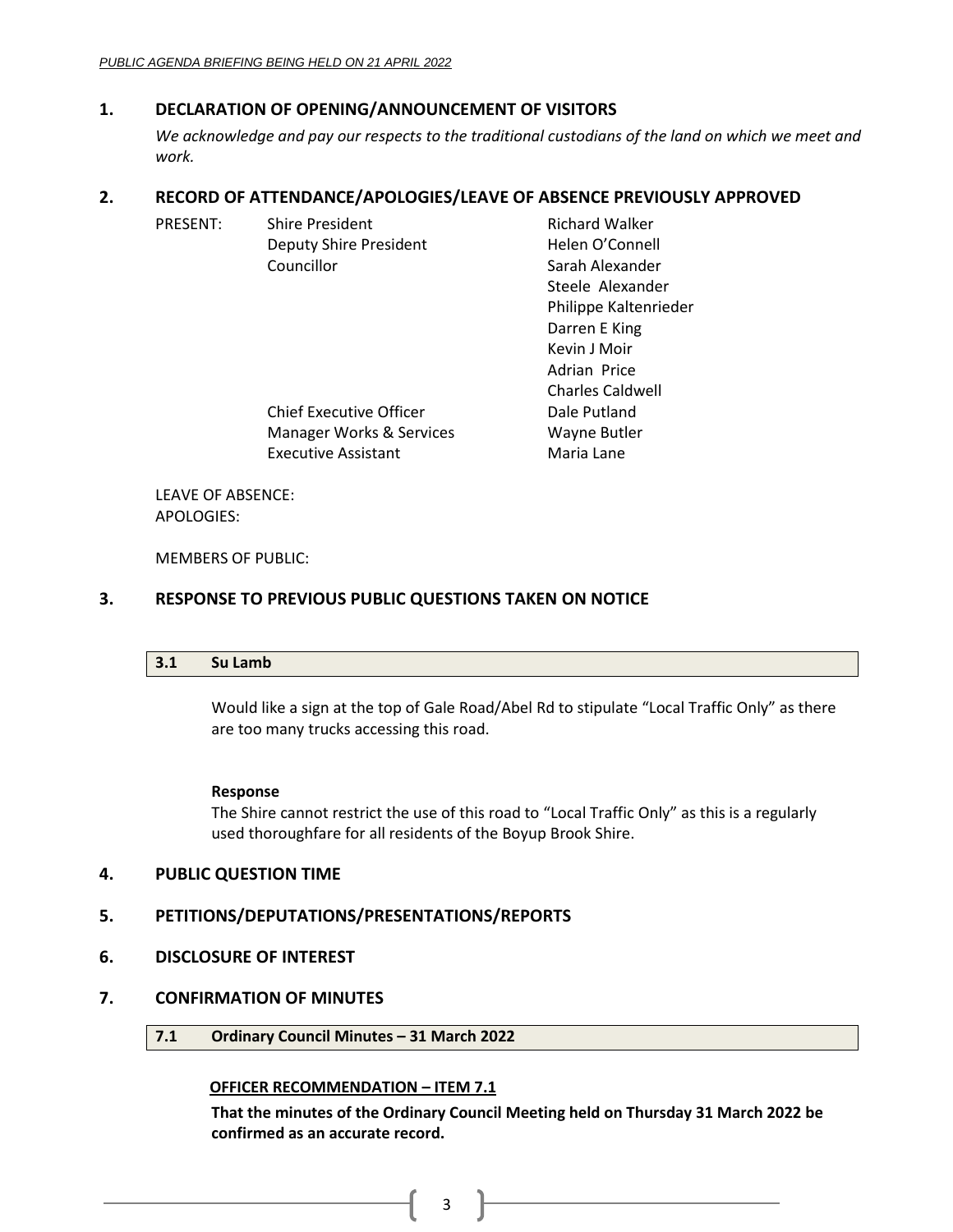## 1. DECLARATION OF OPENING/ANNOUNCEMENT OF VISITORS

*We acknowledge and pay our respects to the traditional custodians of the land on which we meet and work.*

## 2. RECORD OF ATTENDANCE/APOLOGIES/LEAVE OF ABSENCE PREVIOUSLY APPROVED

| PRESENT: | Shire President | Richard Walker |
|---|---|---|
| | Deputy Shire President | Helen O'Connell |
| | Councillor | Sarah Alexander |
| | | Steele Alexander |
| | | Philippe Kaltenrieder |
| | | Darren E King |
| | | Kevin J Moir |
| | | Adrian Price |
| | | Charles Caldwell |
| | Chief Executive Officer | Dale Putland |
| | Manager Works & Services | Wayne Butler |
| | Executive Assistant | Maria Lane |

LEAVE OF ABSENCE:
APOLOGIES:

MEMBERS OF PUBLIC:

## 3. RESPONSE TO PREVIOUS PUBLIC QUESTIONS TAKEN ON NOTICE

### 3.1 Su Lamb

Would like a sign at the top of Gale Road/Abel Rd to stipulate "Local Traffic Only" as there are too many trucks accessing this road.

**Response**
The Shire cannot restrict the use of this road to "Local Traffic Only" as this is a regularly used thoroughfare for all residents of the Boyup Brook Shire.

## 4. PUBLIC QUESTION TIME

## 5. PETITIONS/DEPUTATIONS/PRESENTATIONS/REPORTS

## 6. DISCLOSURE OF INTEREST

## 7. CONFIRMATION OF MINUTES

### 7.1 Ordinary Council Minutes – 31 March 2022

**OFFICER RECOMMENDATION – ITEM 7.1**

**That the minutes of the Ordinary Council Meeting held on Thursday 31 March 2022 be confirmed as an accurate record.**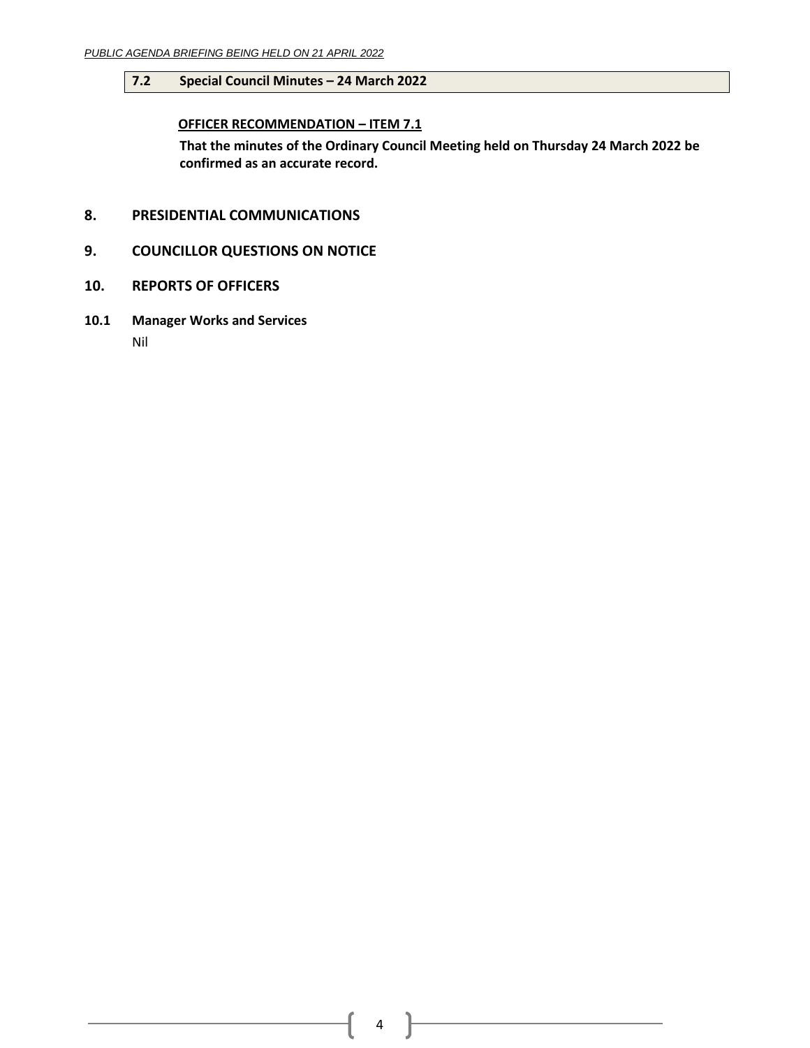## 7.2 Special Council Minutes – 24 March 2022

**OFFICER RECOMMENDATION – ITEM 7.1**

**That the minutes of the Ordinary Council Meeting held on Thursday 24 March 2022 be confirmed as an accurate record.**

# 8. PRESIDENTIAL COMMUNICATIONS

# 9. COUNCILLOR QUESTIONS ON NOTICE

# 10. REPORTS OF OFFICERS

## 10.1 Manager Works and Services

Nil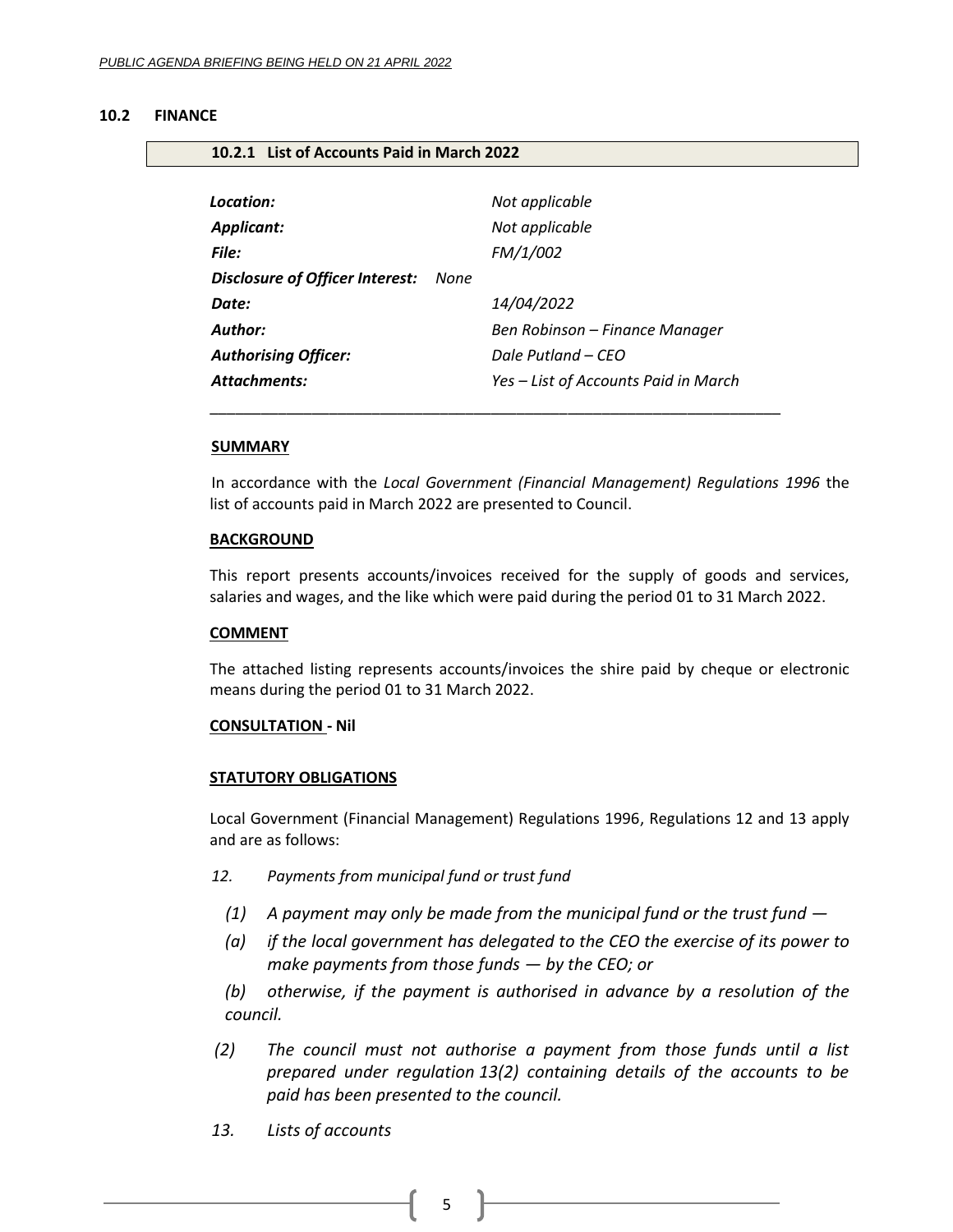## 10.2 FINANCE

### 10.2.1 List of Accounts Paid in March 2022

| | |
|---|---|
| ***Location:*** | *Not applicable* |
| ***Applicant:*** | *Not applicable* |
| ***File:*** | *FM/1/002* |
| ***Disclosure of Officer Interest:*** | *None* |
| ***Date:*** | *14/04/2022* |
| ***Author:*** | *Ben Robinson – Finance Manager* |
| ***Authorising Officer:*** | *Dale Putland – CEO* |
| ***Attachments:*** | *Yes – List of Accounts Paid in March* |

---

**SUMMARY**

In accordance with the *Local Government (Financial Management) Regulations 1996* the list of accounts paid in March 2022 are presented to Council.

**BACKGROUND**

This report presents accounts/invoices received for the supply of goods and services, salaries and wages, and the like which were paid during the period 01 to 31 March 2022.

**COMMENT**

The attached listing represents accounts/invoices the shire paid by cheque or electronic means during the period 01 to 31 March 2022.

**CONSULTATION - Nil**

**STATUTORY OBLIGATIONS**

Local Government (Financial Management) Regulations 1996, Regulations 12 and 13 apply and are as follows:

*12. Payments from municipal fund or trust fund*

*(1) A payment may only be made from the municipal fund or the trust fund —*

*(a) if the local government has delegated to the CEO the exercise of its power to make payments from those funds — by the CEO; or*

*(b) otherwise, if the payment is authorised in advance by a resolution of the council.*

*(2) The council must not authorise a payment from those funds until a list prepared under regulation 13(2) containing details of the accounts to be paid has been presented to the council.*

*13. Lists of accounts*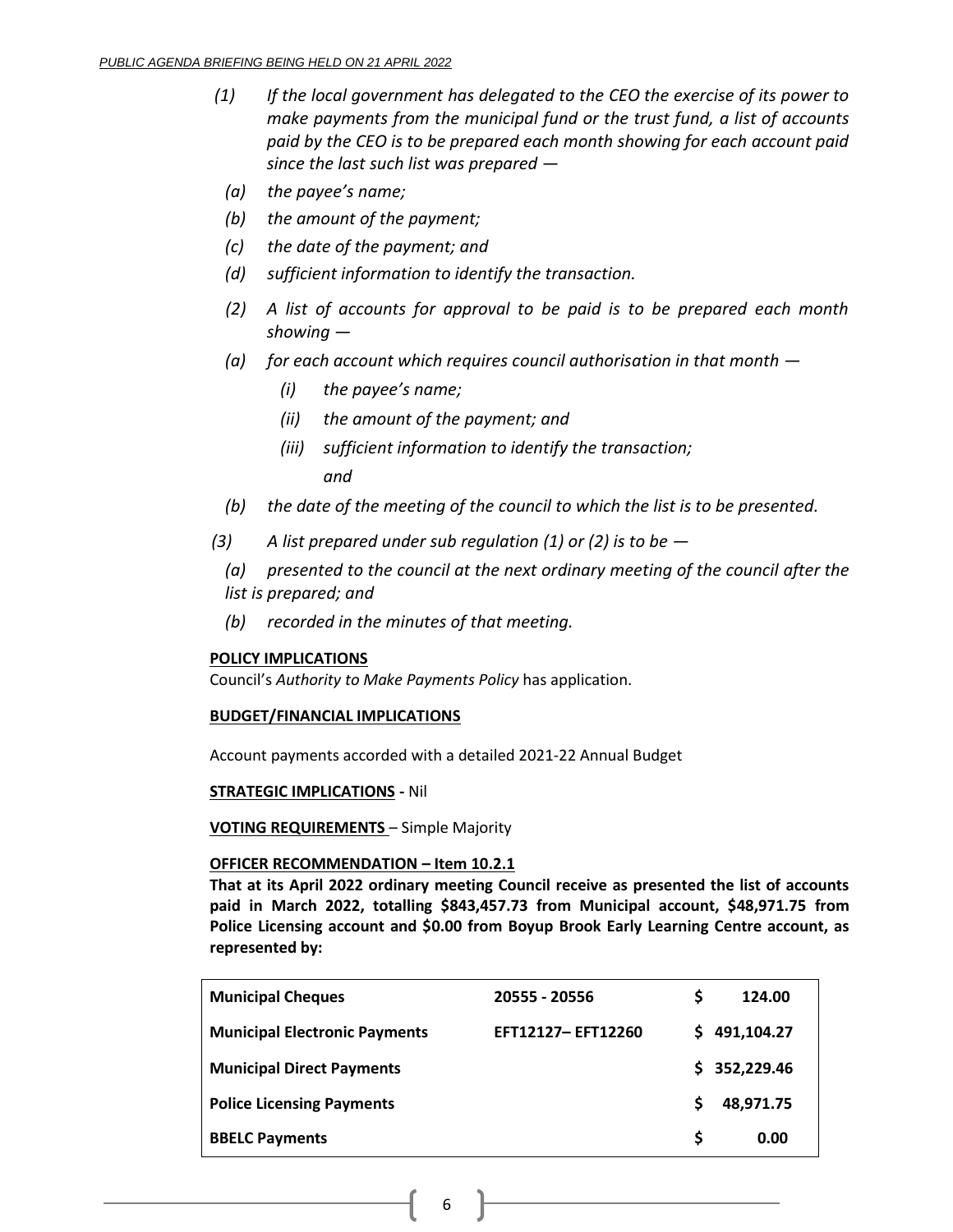*(1) If the local government has delegated to the CEO the exercise of its power to make payments from the municipal fund or the trust fund, a list of accounts paid by the CEO is to be prepared each month showing for each account paid since the last such list was prepared —*

*(a) the payee's name;*

*(b) the amount of the payment;*

*(c) the date of the payment; and*

*(d) sufficient information to identify the transaction.*

*(2) A list of accounts for approval to be paid is to be prepared each month showing —*

*(a) for each account which requires council authorisation in that month —*

*(i) the payee's name;*

*(ii) the amount of the payment; and*

*(iii) sufficient information to identify the transaction; and*

*(b) the date of the meeting of the council to which the list is to be presented.*

*(3) A list prepared under sub regulation (1) or (2) is to be —*

*(a) presented to the council at the next ordinary meeting of the council after the list is prepared; and*

*(b) recorded in the minutes of that meeting.*

**POLICY IMPLICATIONS**

Council's *Authority to Make Payments Policy* has application.

**BUDGET/FINANCIAL IMPLICATIONS**

Account payments accorded with a detailed 2021-22 Annual Budget

**STRATEGIC IMPLICATIONS** - Nil

**VOTING REQUIREMENTS** – Simple Majority

**OFFICER RECOMMENDATION – Item 10.2.1**

**That at its April 2022 ordinary meeting Council receive as presented the list of accounts paid in March 2022, totalling $843,457.73 from Municipal account, $48,971.75 from Police Licensing account and $0.00 from Boyup Brook Early Learning Centre account, as represented by:**

| | | |
|---|---|---|
| **Municipal Cheques** | **20555 - 20556** | **$ 124.00** |
| **Municipal Electronic Payments** | **EFT12127– EFT12260** | **$ 491,104.27** |
| **Municipal Direct Payments** | | **$ 352,229.46** |
| **Police Licensing Payments** | | **$ 48,971.75** |
| **BBELC Payments** | | **$ 0.00** |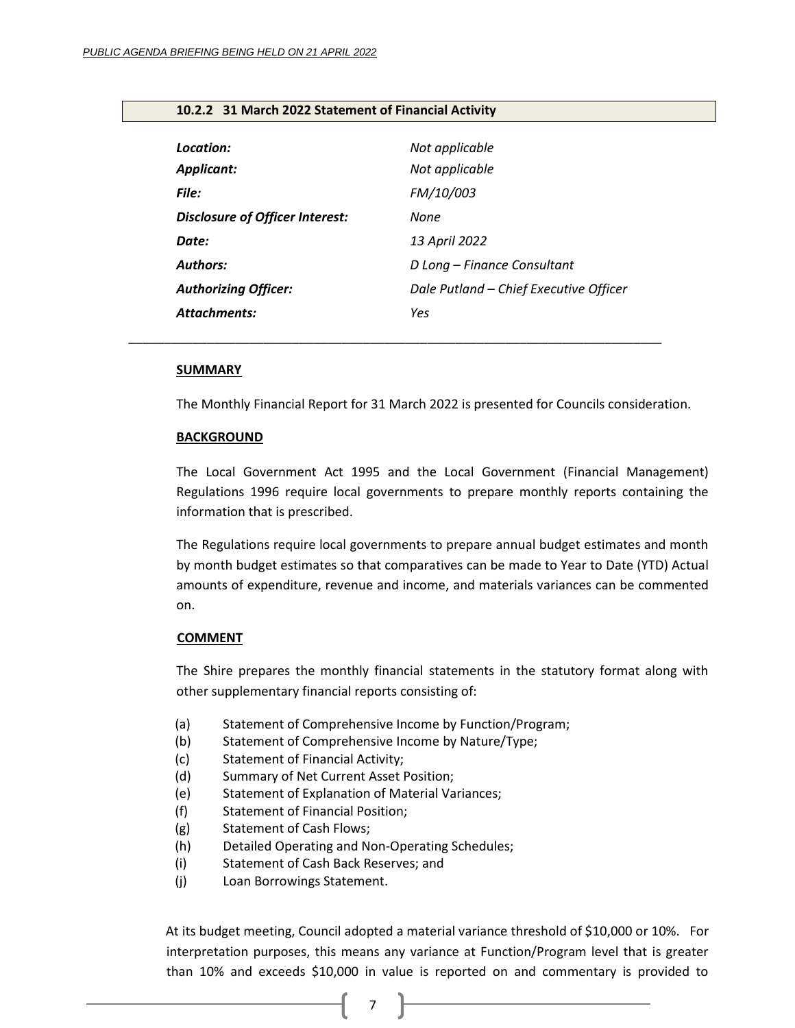### 10.2.2 31 March 2022 Statement of Financial Activity

| | |
|---|---|
| ***Location:*** | *Not applicable* |
| ***Applicant:*** | *Not applicable* |
| ***File:*** | *FM/10/003* |
| ***Disclosure of Officer Interest:*** | *None* |
| ***Date:*** | *13 April 2022* |
| ***Authors:*** | *D Long – Finance Consultant* |
| ***Authorizing Officer:*** | *Dale Putland – Chief Executive Officer* |
| ***Attachments:*** | *Yes* |

---

**SUMMARY**

The Monthly Financial Report for 31 March 2022 is presented for Councils consideration.

**BACKGROUND**

The Local Government Act 1995 and the Local Government (Financial Management) Regulations 1996 require local governments to prepare monthly reports containing the information that is prescribed.

The Regulations require local governments to prepare annual budget estimates and month by month budget estimates so that comparatives can be made to Year to Date (YTD) Actual amounts of expenditure, revenue and income, and materials variances can be commented on.

**COMMENT**

The Shire prepares the monthly financial statements in the statutory format along with other supplementary financial reports consisting of:

(a) Statement of Comprehensive Income by Function/Program;
(b) Statement of Comprehensive Income by Nature/Type;
(c) Statement of Financial Activity;
(d) Summary of Net Current Asset Position;
(e) Statement of Explanation of Material Variances;
(f) Statement of Financial Position;
(g) Statement of Cash Flows;
(h) Detailed Operating and Non-Operating Schedules;
(i) Statement of Cash Back Reserves; and
(j) Loan Borrowings Statement.

At its budget meeting, Council adopted a material variance threshold of $10,000 or 10%. For interpretation purposes, this means any variance at Function/Program level that is greater than 10% and exceeds $10,000 in value is reported on and commentary is provided to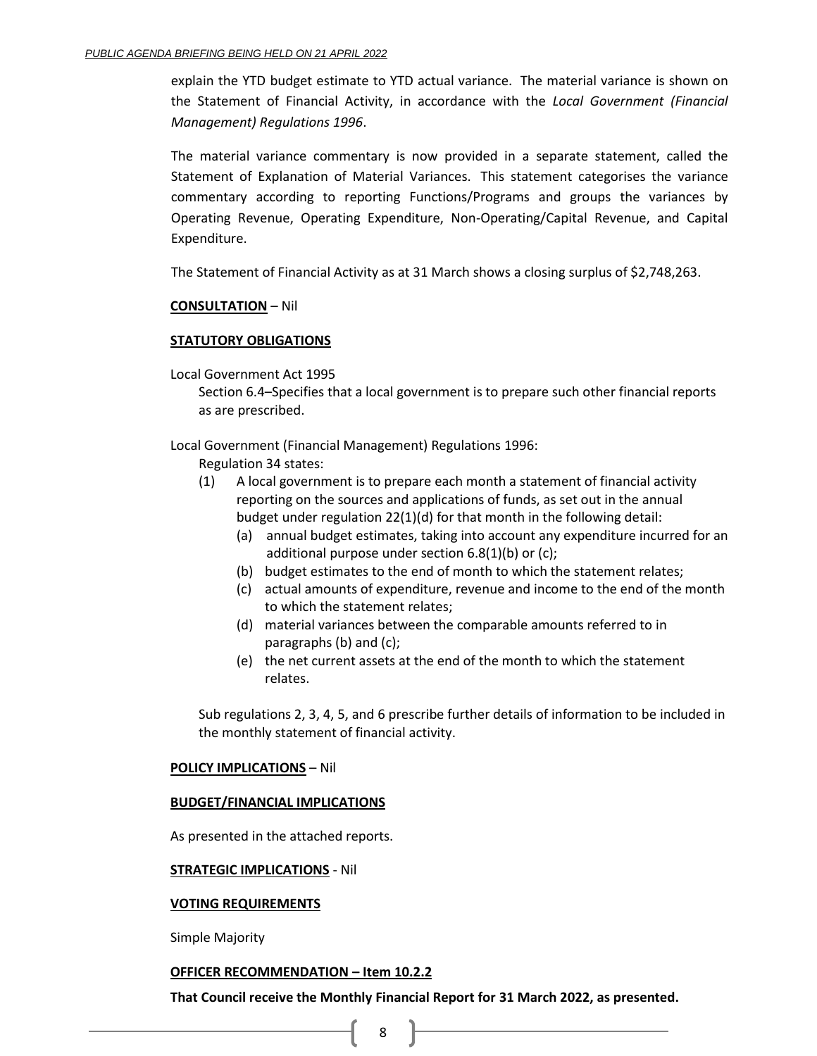explain the YTD budget estimate to YTD actual variance. The material variance is shown on the Statement of Financial Activity, in accordance with the *Local Government (Financial Management) Regulations 1996*.

The material variance commentary is now provided in a separate statement, called the Statement of Explanation of Material Variances. This statement categorises the variance commentary according to reporting Functions/Programs and groups the variances by Operating Revenue, Operating Expenditure, Non-Operating/Capital Revenue, and Capital Expenditure.

The Statement of Financial Activity as at 31 March shows a closing surplus of $2,748,263.

**CONSULTATION** – Nil

**STATUTORY OBLIGATIONS**

Local Government Act 1995

Section 6.4–Specifies that a local government is to prepare such other financial reports as are prescribed.

Local Government (Financial Management) Regulations 1996:

Regulation 34 states:

(1) A local government is to prepare each month a statement of financial activity reporting on the sources and applications of funds, as set out in the annual budget under regulation 22(1)(d) for that month in the following detail:
   - (a) annual budget estimates, taking into account any expenditure incurred for an additional purpose under section 6.8(1)(b) or (c);
   - (b) budget estimates to the end of month to which the statement relates;
   - (c) actual amounts of expenditure, revenue and income to the end of the month to which the statement relates;
   - (d) material variances between the comparable amounts referred to in paragraphs (b) and (c);
   - (e) the net current assets at the end of the month to which the statement relates.

Sub regulations 2, 3, 4, 5, and 6 prescribe further details of information to be included in the monthly statement of financial activity.

**POLICY IMPLICATIONS** – Nil

**BUDGET/FINANCIAL IMPLICATIONS**

As presented in the attached reports.

**STRATEGIC IMPLICATIONS** - Nil

**VOTING REQUIREMENTS**

Simple Majority

**OFFICER RECOMMENDATION – Item 10.2.2**

**That Council receive the Monthly Financial Report for 31 March 2022, as presented.**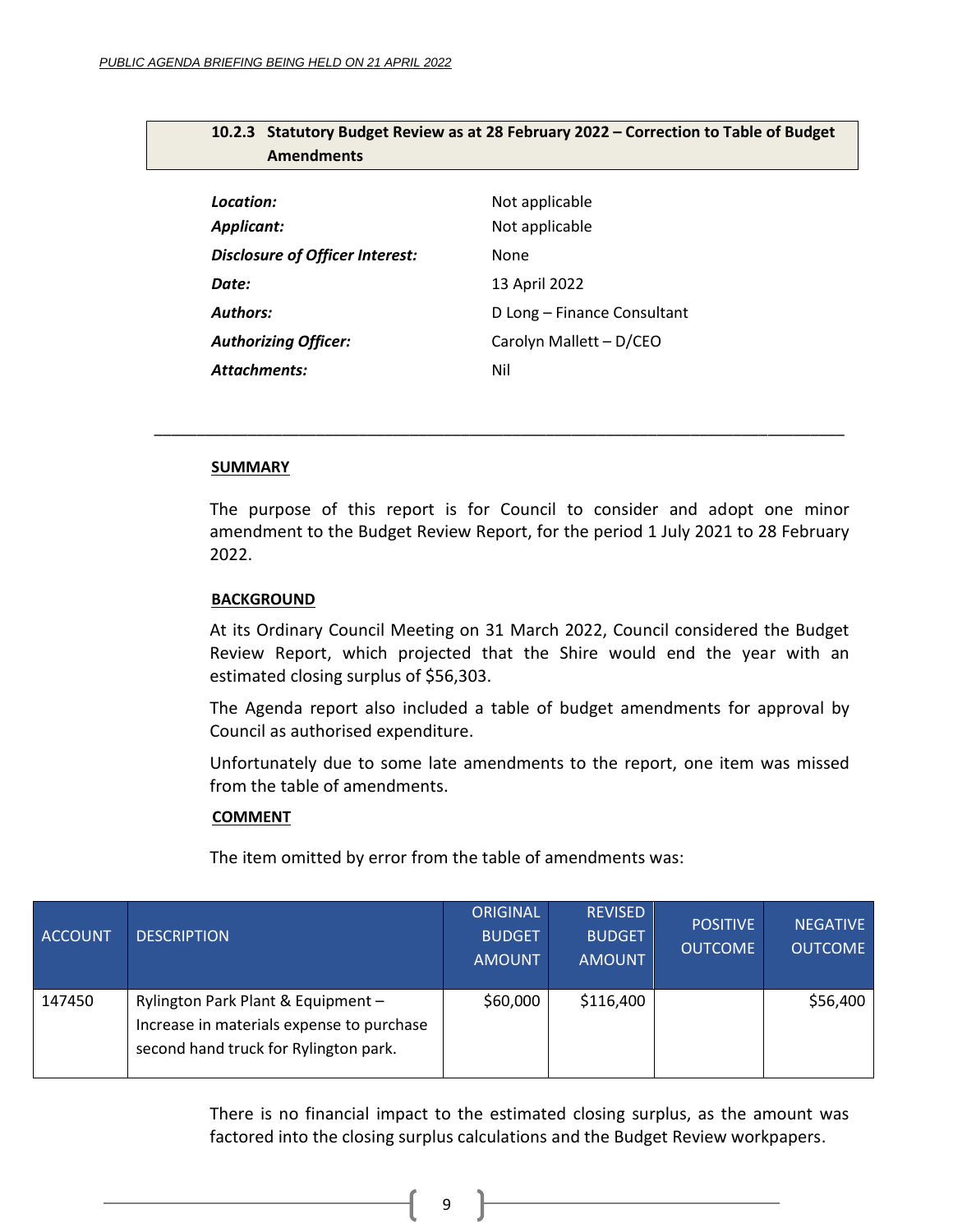## 10.2.3 Statutory Budget Review as at 28 February 2022 – Correction to Table of Budget Amendments

| | |
|---|---|
| ***Location:*** | Not applicable |
| ***Applicant:*** | Not applicable |
| ***Disclosure of Officer Interest:*** | None |
| ***Date:*** | 13 April 2022 |
| ***Authors:*** | D Long – Finance Consultant |
| ***Authorizing Officer:*** | Carolyn Mallett – D/CEO |
| ***Attachments:*** | Nil |

---

**SUMMARY**

The purpose of this report is for Council to consider and adopt one minor amendment to the Budget Review Report, for the period 1 July 2021 to 28 February 2022.

**BACKGROUND**

At its Ordinary Council Meeting on 31 March 2022, Council considered the Budget Review Report, which projected that the Shire would end the year with an estimated closing surplus of $56,303.

The Agenda report also included a table of budget amendments for approval by Council as authorised expenditure.

Unfortunately due to some late amendments to the report, one item was missed from the table of amendments.

**COMMENT**

The item omitted by error from the table of amendments was:

| ACCOUNT | DESCRIPTION | ORIGINAL BUDGET AMOUNT | REVISED BUDGET AMOUNT | POSITIVE OUTCOME | NEGATIVE OUTCOME |
|---|---|---|---|---|---|
| 147450 | Rylington Park Plant & Equipment – Increase in materials expense to purchase second hand truck for Rylington park. | $60,000 | $116,400 | | $56,400 |

There is no financial impact to the estimated closing surplus, as the amount was factored into the closing surplus calculations and the Budget Review workpapers.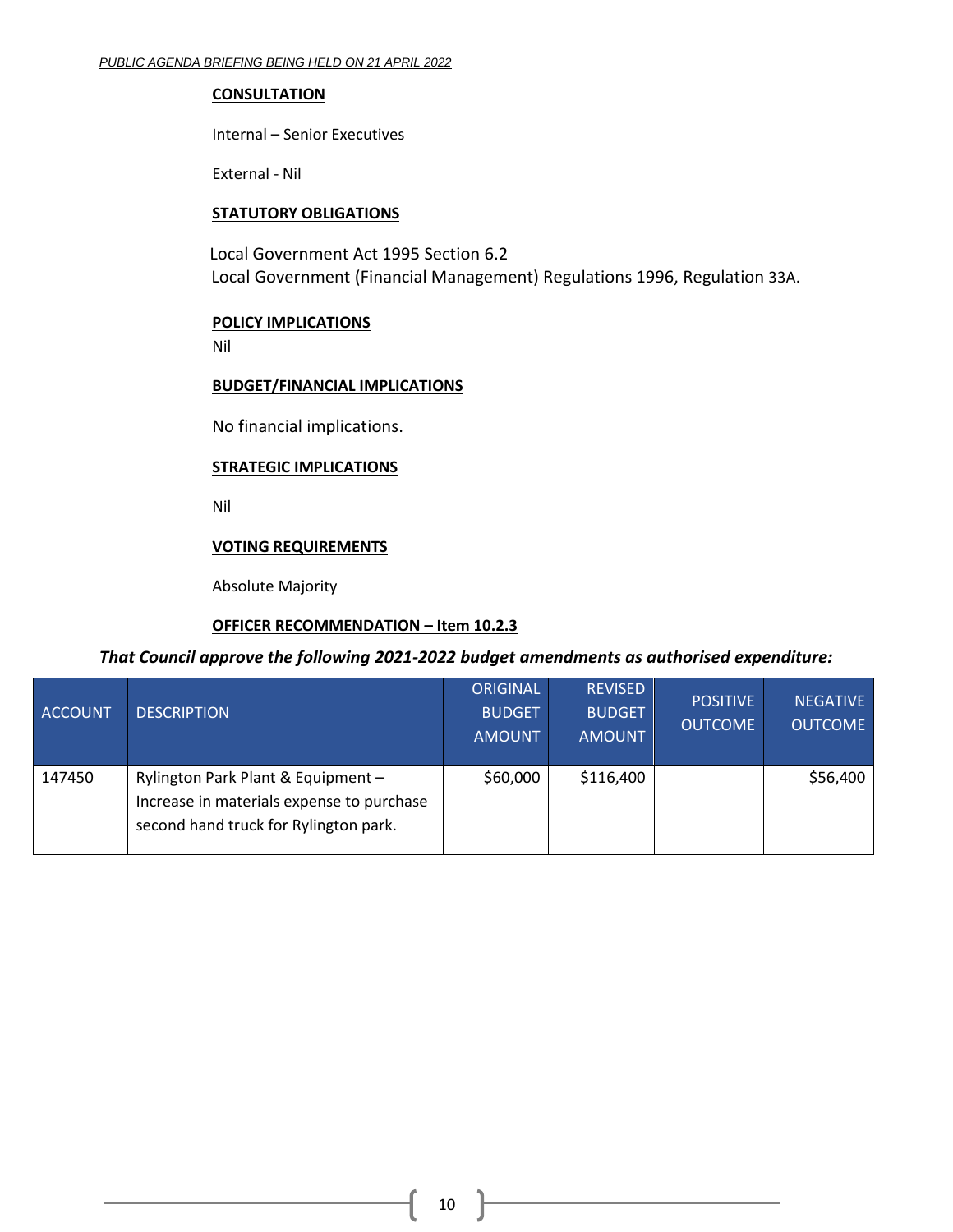**CONSULTATION**

Internal – Senior Executives

External - Nil

**STATUTORY OBLIGATIONS**

Local Government Act 1995 Section 6.2
Local Government (Financial Management) Regulations 1996, Regulation 33A.

**POLICY IMPLICATIONS**

Nil

**BUDGET/FINANCIAL IMPLICATIONS**

No financial implications.

**STRATEGIC IMPLICATIONS**

Nil

**VOTING REQUIREMENTS**

Absolute Majority

**OFFICER RECOMMENDATION – Item 10.2.3**

***That Council approve the following 2021-2022 budget amendments as authorised expenditure:***

| ACCOUNT | DESCRIPTION | ORIGINAL BUDGET AMOUNT | REVISED BUDGET AMOUNT | POSITIVE OUTCOME | NEGATIVE OUTCOME |
|---|---|---|---|---|---|
| 147450 | Rylington Park Plant & Equipment – Increase in materials expense to purchase second hand truck for Rylington park. | $60,000 | $116,400 | | $56,400 |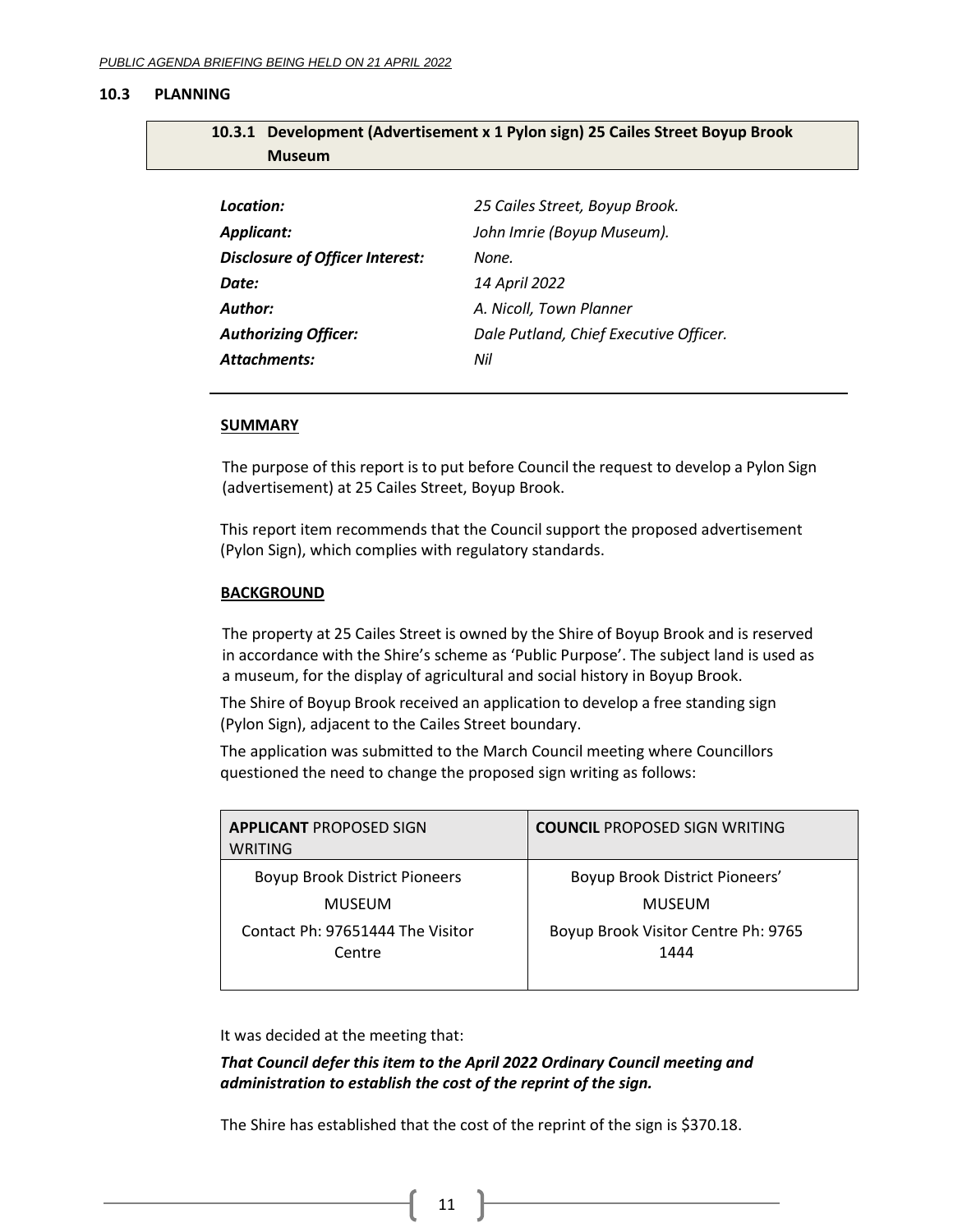## 10.3 PLANNING

### 10.3.1 Development (Advertisement x 1 Pylon sign) 25 Cailes Street Boyup Brook Museum

| | |
|---|---|
| ***Location:*** | *25 Cailes Street, Boyup Brook.* |
| ***Applicant:*** | *John Imrie (Boyup Museum).* |
| ***Disclosure of Officer Interest:*** | *None.* |
| ***Date:*** | *14 April 2022* |
| ***Author:*** | *A. Nicoll, Town Planner* |
| ***Authorizing Officer:*** | *Dale Putland, Chief Executive Officer.* |
| ***Attachments:*** | *Nil* |

**SUMMARY**

The purpose of this report is to put before Council the request to develop a Pylon Sign (advertisement) at 25 Cailes Street, Boyup Brook.

This report item recommends that the Council support the proposed advertisement (Pylon Sign), which complies with regulatory standards.

**BACKGROUND**

The property at 25 Cailes Street is owned by the Shire of Boyup Brook and is reserved in accordance with the Shire's scheme as 'Public Purpose'. The subject land is used as a museum, for the display of agricultural and social history in Boyup Brook.

The Shire of Boyup Brook received an application to develop a free standing sign (Pylon Sign), adjacent to the Cailes Street boundary.

The application was submitted to the March Council meeting where Councillors questioned the need to change the proposed sign writing as follows:

| **APPLICANT** PROPOSED SIGN WRITING | **COUNCIL** PROPOSED SIGN WRITING |
|---|---|
| Boyup Brook District Pioneers<br>MUSEUM<br>Contact Ph: 97651444 The Visitor Centre | Boyup Brook District Pioneers'<br>MUSEUM<br>Boyup Brook Visitor Centre Ph: 9765 1444 |

It was decided at the meeting that:

***That Council defer this item to the April 2022 Ordinary Council meeting and administration to establish the cost of the reprint of the sign.***

The Shire has established that the cost of the reprint of the sign is $370.18.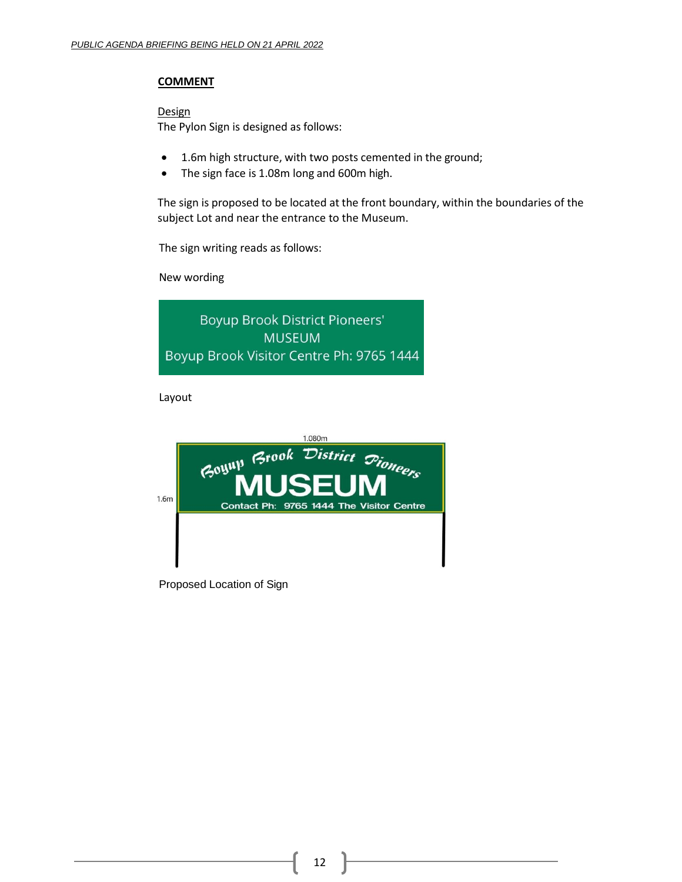## COMMENT

Design

The Pylon Sign is designed as follows:

- 1.6m high structure, with two posts cemented in the ground;
- The sign face is 1.08m long and 600m high.

The sign is proposed to be located at the front boundary, within the boundaries of the subject Lot and near the entrance to the Museum.

The sign writing reads as follows:

New wording

Boyup Brook District Pioneers'
MUSEUM
Boyup Brook Visitor Centre Ph: 9765 1444

Layout

1.080m

1.6m

Boyup Brook District Pioneers
MUSEUM
Contact Ph: 9765 1444 The Visitor Centre

Proposed Location of Sign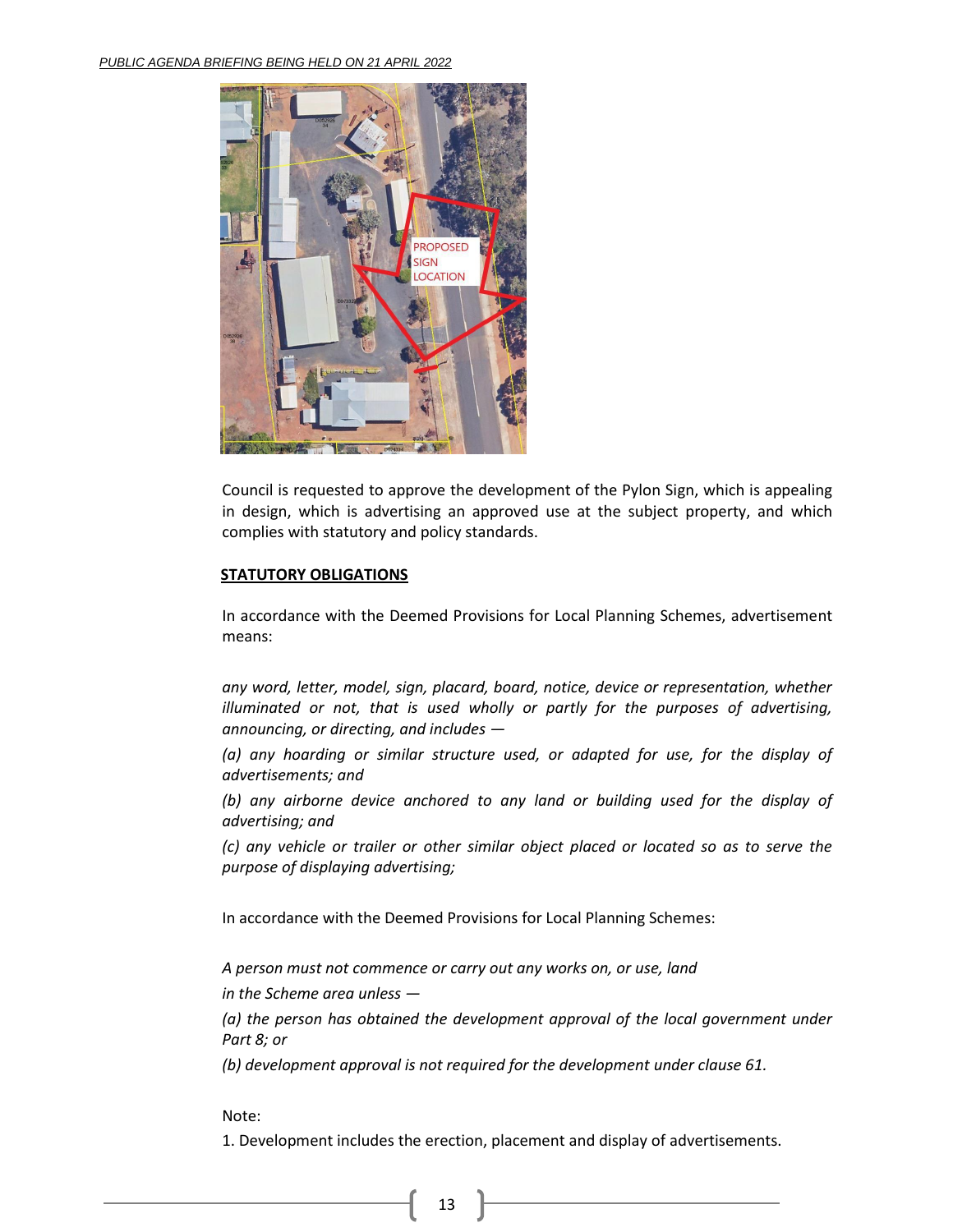Council is requested to approve the development of the Pylon Sign, which is appealing in design, which is advertising an approved use at the subject property, and which complies with statutory and policy standards.

**STATUTORY OBLIGATIONS**

In accordance with the Deemed Provisions for Local Planning Schemes, advertisement means:

*any word, letter, model, sign, placard, board, notice, device or representation, whether illuminated or not, that is used wholly or partly for the purposes of advertising, announcing, or directing, and includes —*

*(a) any hoarding or similar structure used, or adapted for use, for the display of advertisements; and*

*(b) any airborne device anchored to any land or building used for the display of advertising; and*

*(c) any vehicle or trailer or other similar object placed or located so as to serve the purpose of displaying advertising;*

In accordance with the Deemed Provisions for Local Planning Schemes:

*A person must not commence or carry out any works on, or use, land in the Scheme area unless —*

*(a) the person has obtained the development approval of the local government under Part 8; or*

*(b) development approval is not required for the development under clause 61.*

Note:

1. Development includes the erection, placement and display of advertisements.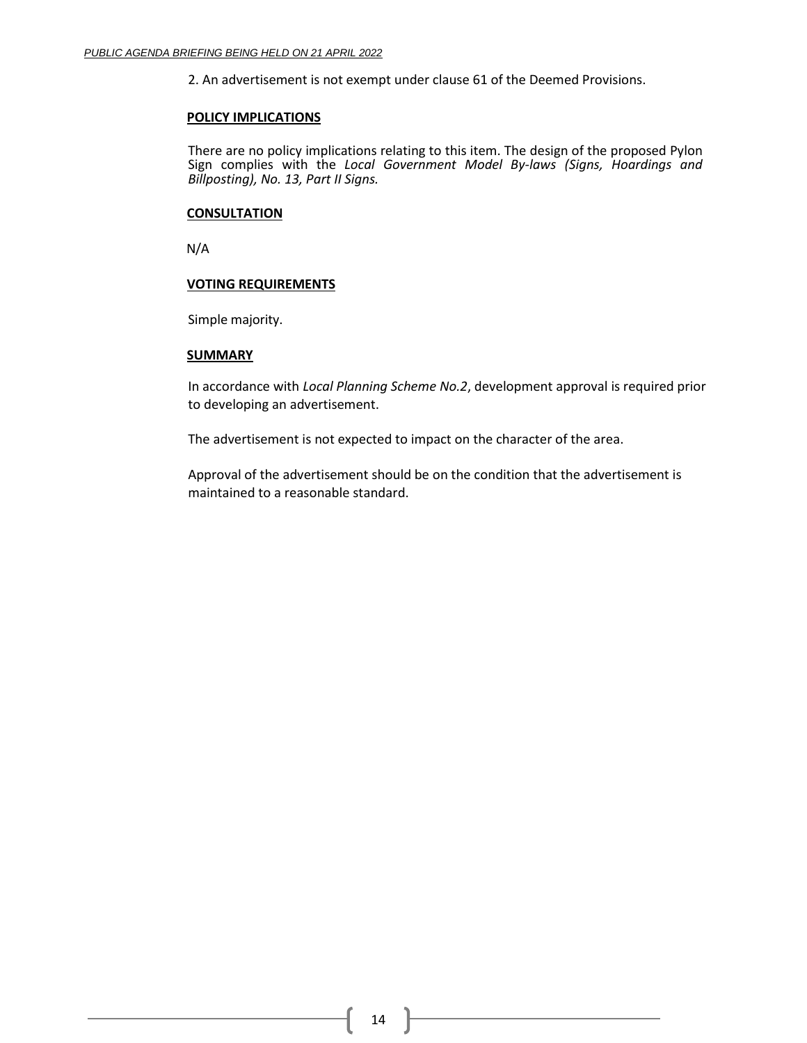2. An advertisement is not exempt under clause 61 of the Deemed Provisions.

**POLICY IMPLICATIONS**

There are no policy implications relating to this item. The design of the proposed Pylon Sign complies with the *Local Government Model By-laws (Signs, Hoardings and Billposting), No. 13, Part II Signs.*

**CONSULTATION**

N/A

**VOTING REQUIREMENTS**

Simple majority.

**SUMMARY**

In accordance with *Local Planning Scheme No.2*, development approval is required prior to developing an advertisement.

The advertisement is not expected to impact on the character of the area.

Approval of the advertisement should be on the condition that the advertisement is maintained to a reasonable standard.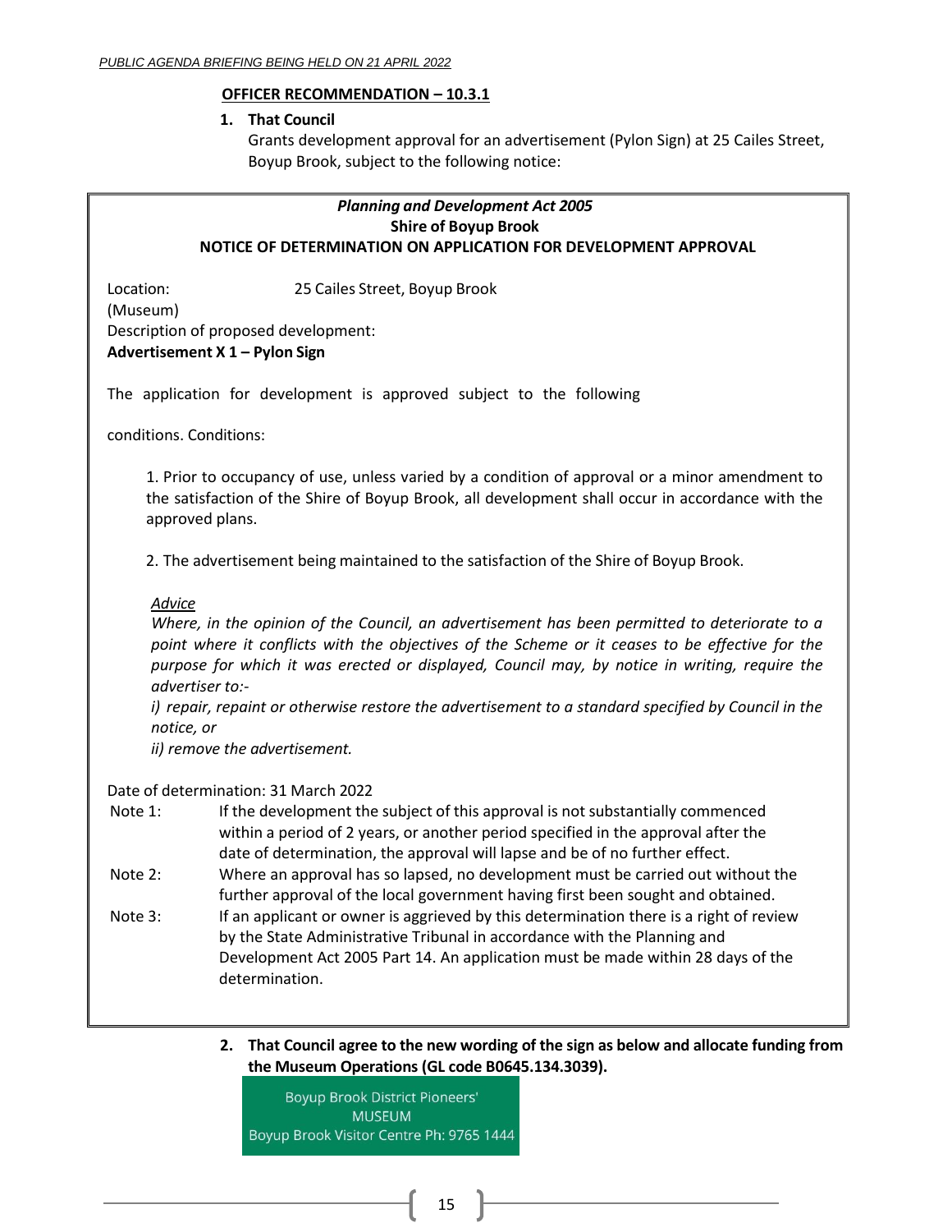**OFFICER RECOMMENDATION – 10.3.1**

1. **That Council**
   Grants development approval for an advertisement (Pylon Sign) at 25 Cailes Street, Boyup Brook, subject to the following notice:

***Planning and Development Act 2005***
**Shire of Boyup Brook**
**NOTICE OF DETERMINATION ON APPLICATION FOR DEVELOPMENT APPROVAL**

Location: 25 Cailes Street, Boyup Brook
(Museum)
Description of proposed development:
**Advertisement X 1 – Pylon Sign**

The application for development is approved subject to the following

conditions. Conditions:

1. Prior to occupancy of use, unless varied by a condition of approval or a minor amendment to the satisfaction of the Shire of Boyup Brook, all development shall occur in accordance with the approved plans.

2. The advertisement being maintained to the satisfaction of the Shire of Boyup Brook.

*Advice*
*Where, in the opinion of the Council, an advertisement has been permitted to deteriorate to a point where it conflicts with the objectives of the Scheme or it ceases to be effective for the purpose for which it was erected or displayed, Council may, by notice in writing, require the advertiser to:-*
*i) repair, repaint or otherwise restore the advertisement to a standard specified by Council in the notice, or*
*ii) remove the advertisement.*

Date of determination: 31 March 2022

Note 1: If the development the subject of this approval is not substantially commenced within a period of 2 years, or another period specified in the approval after the date of determination, the approval will lapse and be of no further effect.

Note 2: Where an approval has so lapsed, no development must be carried out without the further approval of the local government having first been sought and obtained.

Note 3: If an applicant or owner is aggrieved by this determination there is a right of review by the State Administrative Tribunal in accordance with the Planning and Development Act 2005 Part 14. An application must be made within 28 days of the determination.

2. **That Council agree to the new wording of the sign as below and allocate funding from the Museum Operations (GL code B0645.134.3039).**

Boyup Brook District Pioneers'
MUSEUM
Boyup Brook Visitor Centre Ph: 9765 1444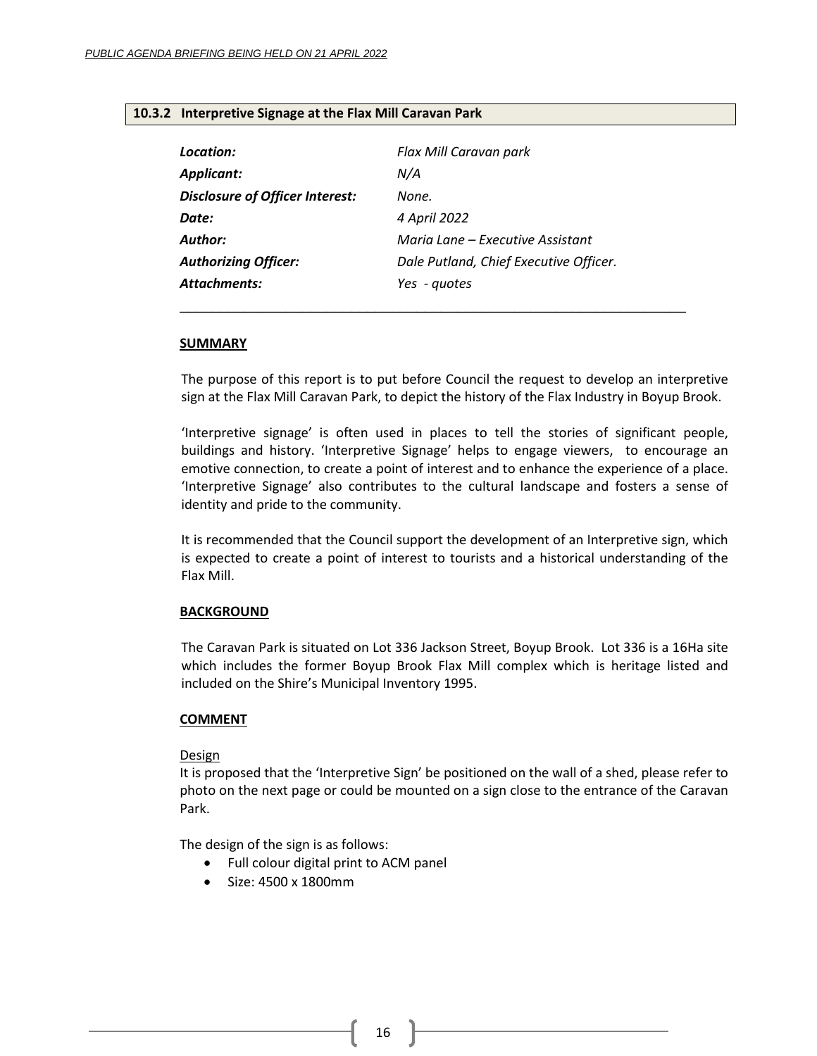### 10.3.2 Interpretive Signage at the Flax Mill Caravan Park

| | |
|---|---|
| ***Location:*** | *Flax Mill Caravan park* |
| ***Applicant:*** | *N/A* |
| ***Disclosure of Officer Interest:*** | *None.* |
| ***Date:*** | *4 April 2022* |
| ***Author:*** | *Maria Lane – Executive Assistant* |
| ***Authorizing Officer:*** | *Dale Putland, Chief Executive Officer.* |
| ***Attachments:*** | *Yes - quotes* |

---

**SUMMARY**

The purpose of this report is to put before Council the request to develop an interpretive sign at the Flax Mill Caravan Park, to depict the history of the Flax Industry in Boyup Brook.

'Interpretive signage' is often used in places to tell the stories of significant people, buildings and history. 'Interpretive Signage' helps to engage viewers, to encourage an emotive connection, to create a point of interest and to enhance the experience of a place. 'Interpretive Signage' also contributes to the cultural landscape and fosters a sense of identity and pride to the community.

It is recommended that the Council support the development of an Interpretive sign, which is expected to create a point of interest to tourists and a historical understanding of the Flax Mill.

**BACKGROUND**

The Caravan Park is situated on Lot 336 Jackson Street, Boyup Brook. Lot 336 is a 16Ha site which includes the former Boyup Brook Flax Mill complex which is heritage listed and included on the Shire's Municipal Inventory 1995.

**COMMENT**

Design

It is proposed that the 'Interpretive Sign' be positioned on the wall of a shed, please refer to photo on the next page or could be mounted on a sign close to the entrance of the Caravan Park.

The design of the sign is as follows:

- Full colour digital print to ACM panel
- Size: 4500 x 1800mm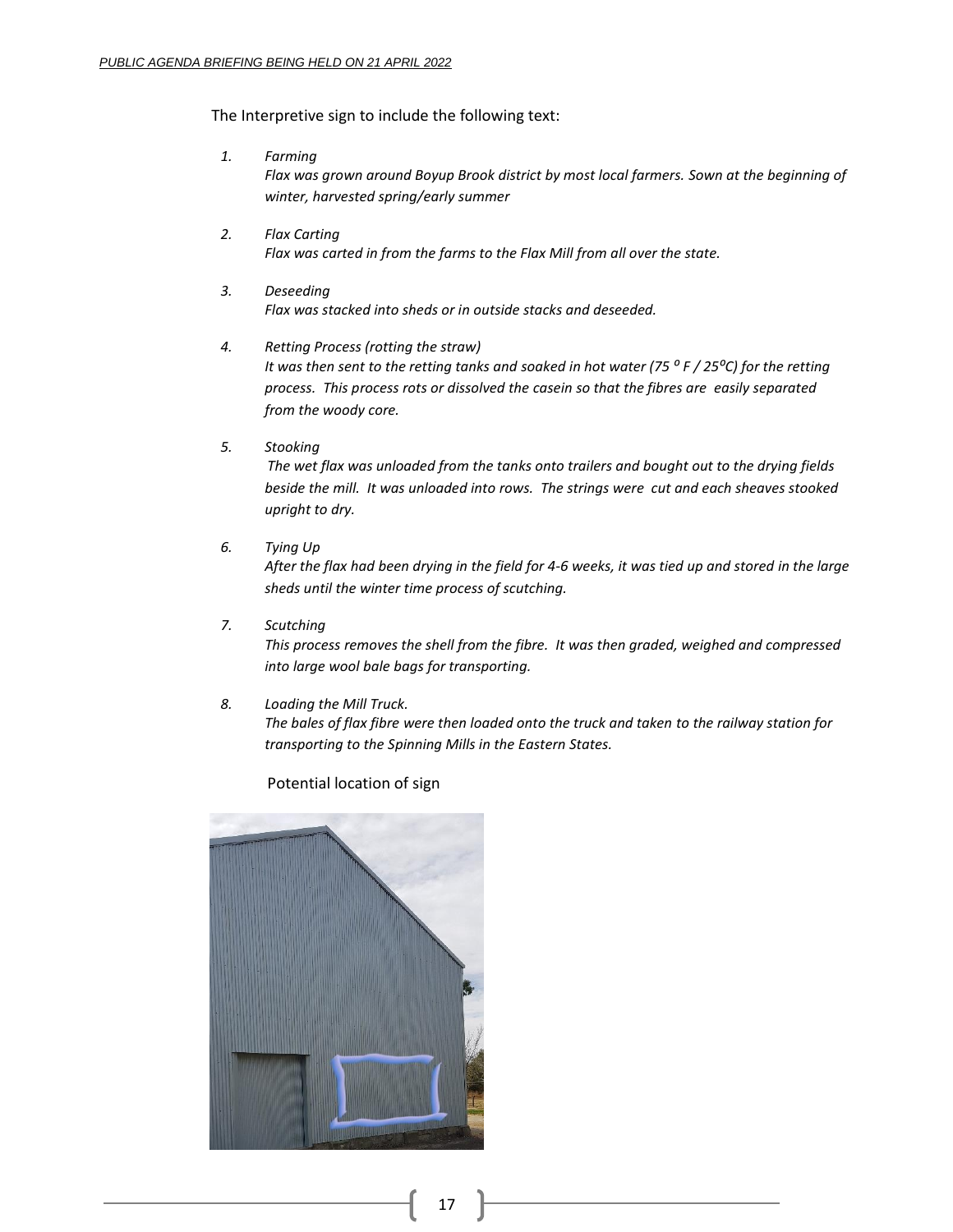The Interpretive sign to include the following text:

1. *Farming*
   *Flax was grown around Boyup Brook district by most local farmers. Sown at the beginning of winter, harvested spring/early summer*

2. *Flax Carting*
   *Flax was carted in from the farms to the Flax Mill from all over the state.*

3. *Deseeding*
   *Flax was stacked into sheds or in outside stacks and deseeded.*

4. *Retting Process (rotting the straw)*
   *It was then sent to the retting tanks and soaked in hot water (75 ⁰ F / 25⁰C) for the retting process. This process rots or dissolved the casein so that the fibres are easily separated from the woody core.*

5. *Stooking*
   *The wet flax was unloaded from the tanks onto trailers and bought out to the drying fields beside the mill. It was unloaded into rows. The strings were cut and each sheaves stooked upright to dry.*

6. *Tying Up*
   *After the flax had been drying in the field for 4-6 weeks, it was tied up and stored in the large sheds until the winter time process of scutching.*

7. *Scutching*
   *This process removes the shell from the fibre. It was then graded, weighed and compressed into large wool bale bags for transporting.*

8. *Loading the Mill Truck.*
   *The bales of flax fibre were then loaded onto the truck and taken to the railway station for transporting to the Spinning Mills in the Eastern States.*

Potential location of sign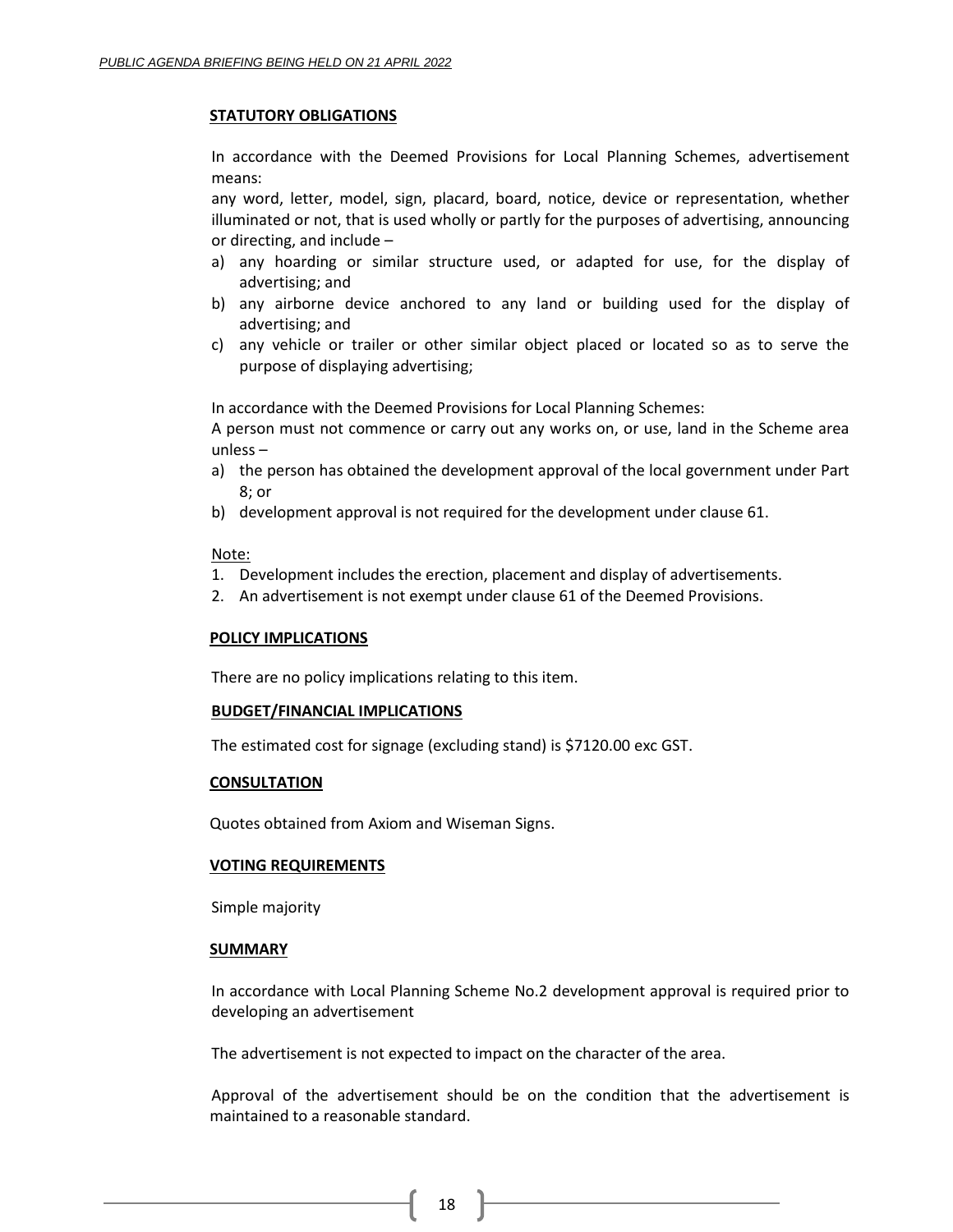**STATUTORY OBLIGATIONS**

In accordance with the Deemed Provisions for Local Planning Schemes, advertisement means:

any word, letter, model, sign, placard, board, notice, device or representation, whether illuminated or not, that is used wholly or partly for the purposes of advertising, announcing or directing, and include –

a) any hoarding or similar structure used, or adapted for use, for the display of advertising; and
b) any airborne device anchored to any land or building used for the display of advertising; and
c) any vehicle or trailer or other similar object placed or located so as to serve the purpose of displaying advertising;

In accordance with the Deemed Provisions for Local Planning Schemes:

A person must not commence or carry out any works on, or use, land in the Scheme area unless –

a) the person has obtained the development approval of the local government under Part 8; or
b) development approval is not required for the development under clause 61.

Note:

1. Development includes the erection, placement and display of advertisements.
2. An advertisement is not exempt under clause 61 of the Deemed Provisions.

**POLICY IMPLICATIONS**

There are no policy implications relating to this item.

**BUDGET/FINANCIAL IMPLICATIONS**

The estimated cost for signage (excluding stand) is $7120.00 exc GST.

**CONSULTATION**

Quotes obtained from Axiom and Wiseman Signs.

**VOTING REQUIREMENTS**

Simple majority

**SUMMARY**

In accordance with Local Planning Scheme No.2 development approval is required prior to developing an advertisement

The advertisement is not expected to impact on the character of the area.

Approval of the advertisement should be on the condition that the advertisement is maintained to a reasonable standard.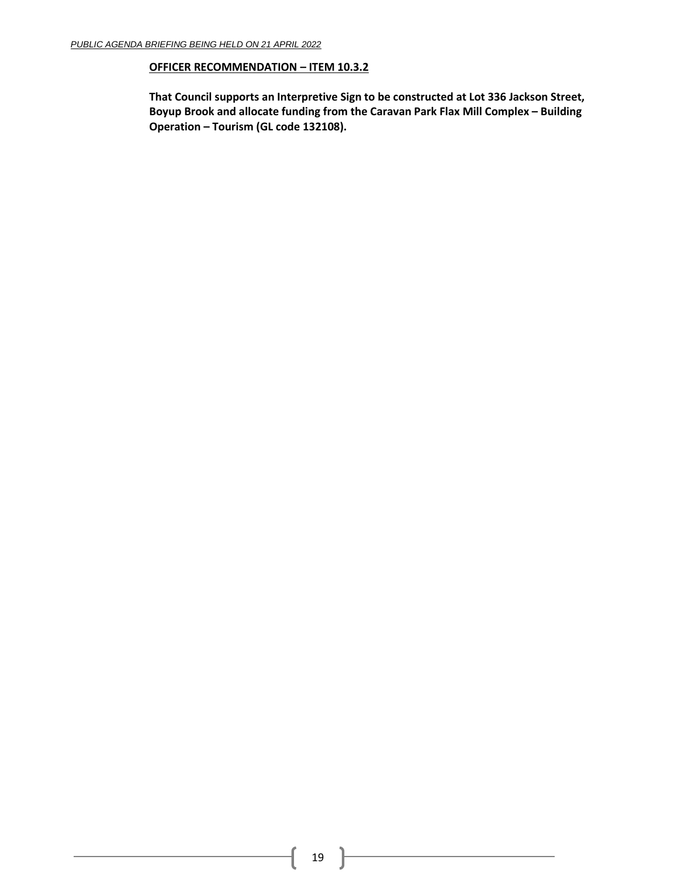**<u>OFFICER RECOMMENDATION – ITEM 10.3.2</u>**

**That Council supports an Interpretive Sign to be constructed at Lot 336 Jackson Street, Boyup Brook and allocate funding from the Caravan Park Flax Mill Complex – Building Operation – Tourism (GL code 132108).**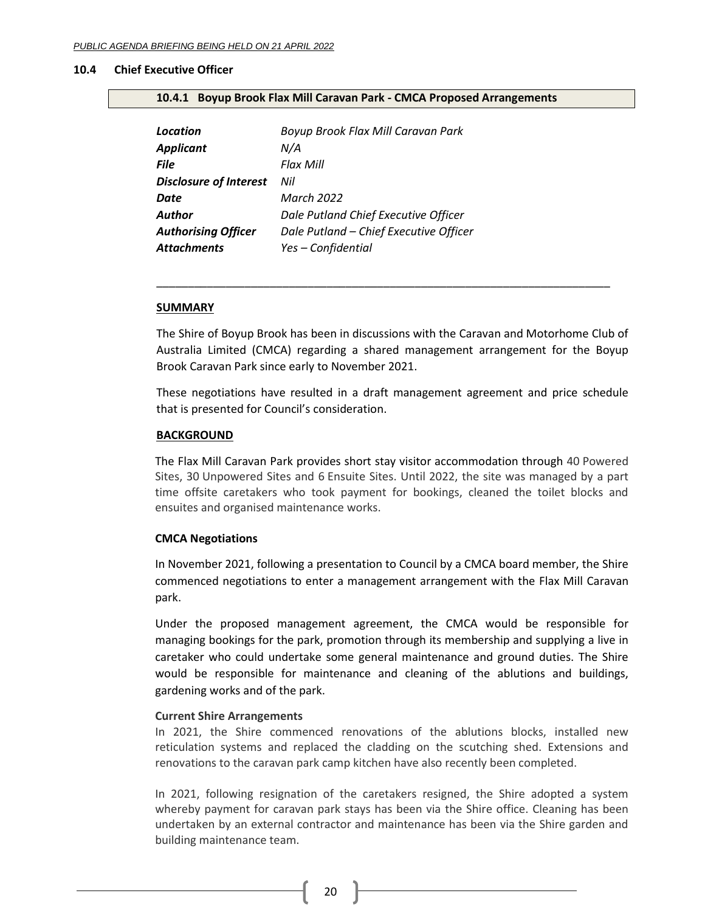## 10.4 Chief Executive Officer

### 10.4.1 Boyup Brook Flax Mill Caravan Park - CMCA Proposed Arrangements

| | |
|---|---|
| ***Location*** | *Boyup Brook Flax Mill Caravan Park* |
| ***Applicant*** | *N/A* |
| ***File*** | *Flax Mill* |
| ***Disclosure of Interest*** | *Nil* |
| ***Date*** | *March 2022* |
| ***Author*** | *Dale Putland Chief Executive Officer* |
| ***Authorising Officer*** | *Dale Putland – Chief Executive Officer* |
| ***Attachments*** | *Yes – Confidential* |

---

**SUMMARY**

The Shire of Boyup Brook has been in discussions with the Caravan and Motorhome Club of Australia Limited (CMCA) regarding a shared management arrangement for the Boyup Brook Caravan Park since early to November 2021.

These negotiations have resulted in a draft management agreement and price schedule that is presented for Council's consideration.

**BACKGROUND**

The Flax Mill Caravan Park provides short stay visitor accommodation through 40 Powered Sites, 30 Unpowered Sites and 6 Ensuite Sites. Until 2022, the site was managed by a part time offsite caretakers who took payment for bookings, cleaned the toilet blocks and ensuites and organised maintenance works.

**CMCA Negotiations**

In November 2021, following a presentation to Council by a CMCA board member, the Shire commenced negotiations to enter a management arrangement with the Flax Mill Caravan park.

Under the proposed management agreement, the CMCA would be responsible for managing bookings for the park, promotion through its membership and supplying a live in caretaker who could undertake some general maintenance and ground duties. The Shire would be responsible for maintenance and cleaning of the ablutions and buildings, gardening works and of the park.

**Current Shire Arrangements**

In 2021, the Shire commenced renovations of the ablutions blocks, installed new reticulation systems and replaced the cladding on the scutching shed. Extensions and renovations to the caravan park camp kitchen have also recently been completed.

In 2021, following resignation of the caretakers resigned, the Shire adopted a system whereby payment for caravan park stays has been via the Shire office. Cleaning has been undertaken by an external contractor and maintenance has been via the Shire garden and building maintenance team.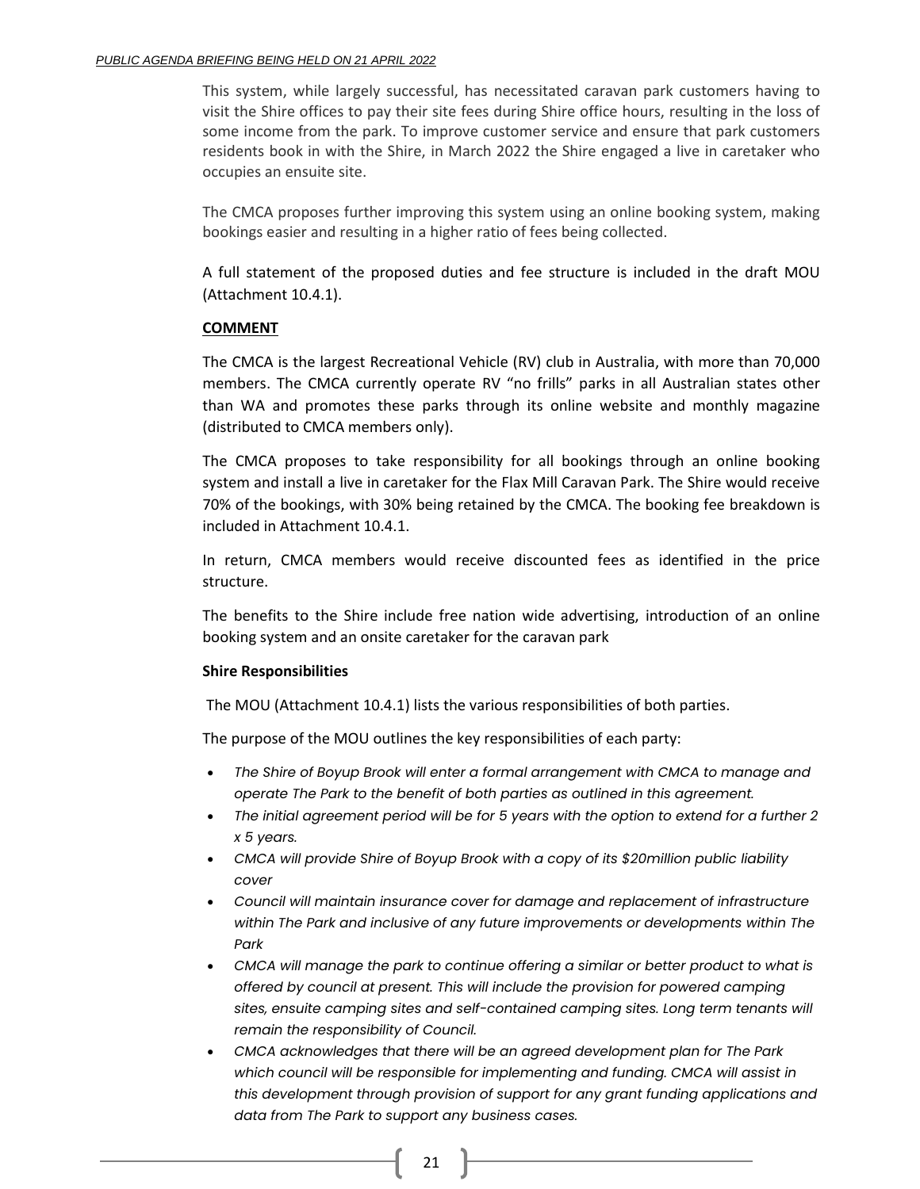This system, while largely successful, has necessitated caravan park customers having to visit the Shire offices to pay their site fees during Shire office hours, resulting in the loss of some income from the park. To improve customer service and ensure that park customers residents book in with the Shire, in March 2022 the Shire engaged a live in caretaker who occupies an ensuite site.

The CMCA proposes further improving this system using an online booking system, making bookings easier and resulting in a higher ratio of fees being collected.

A full statement of the proposed duties and fee structure is included in the draft MOU (Attachment 10.4.1).

**COMMENT**

The CMCA is the largest Recreational Vehicle (RV) club in Australia, with more than 70,000 members. The CMCA currently operate RV "no frills" parks in all Australian states other than WA and promotes these parks through its online website and monthly magazine (distributed to CMCA members only).

The CMCA proposes to take responsibility for all bookings through an online booking system and install a live in caretaker for the Flax Mill Caravan Park. The Shire would receive 70% of the bookings, with 30% being retained by the CMCA. The booking fee breakdown is included in Attachment 10.4.1.

In return, CMCA members would receive discounted fees as identified in the price structure.

The benefits to the Shire include free nation wide advertising, introduction of an online booking system and an onsite caretaker for the caravan park

**Shire Responsibilities**

The MOU (Attachment 10.4.1) lists the various responsibilities of both parties.

The purpose of the MOU outlines the key responsibilities of each party:

- *The Shire of Boyup Brook will enter a formal arrangement with CMCA to manage and operate The Park to the benefit of both parties as outlined in this agreement.*
- *The initial agreement period will be for 5 years with the option to extend for a further 2 x 5 years.*
- *CMCA will provide Shire of Boyup Brook with a copy of its $20million public liability cover*
- *Council will maintain insurance cover for damage and replacement of infrastructure within The Park and inclusive of any future improvements or developments within The Park*
- *CMCA will manage the park to continue offering a similar or better product to what is offered by council at present. This will include the provision for powered camping sites, ensuite camping sites and self-contained camping sites. Long term tenants will remain the responsibility of Council.*
- *CMCA acknowledges that there will be an agreed development plan for The Park which council will be responsible for implementing and funding. CMCA will assist in this development through provision of support for any grant funding applications and data from The Park to support any business cases.*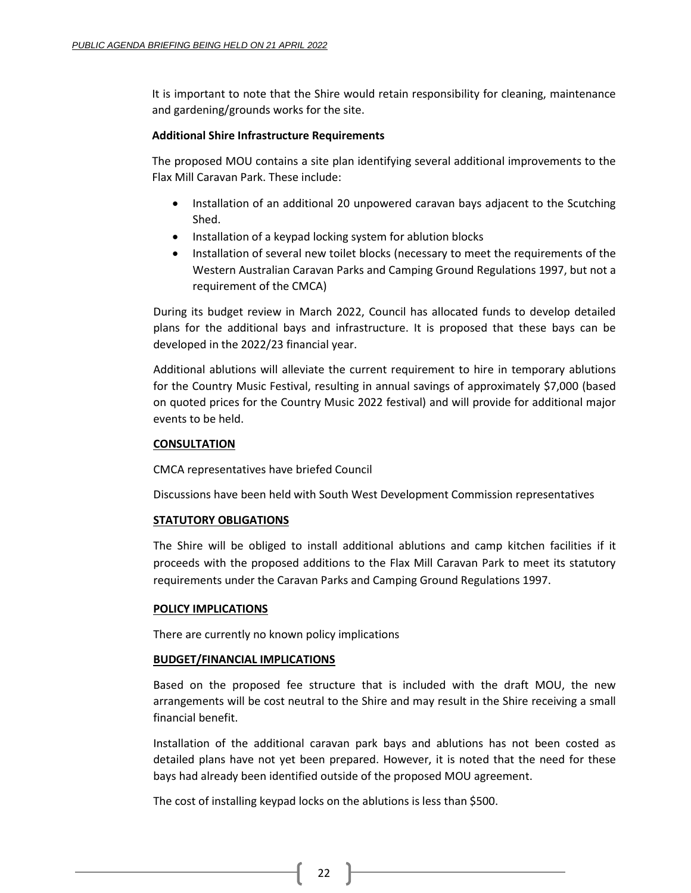It is important to note that the Shire would retain responsibility for cleaning, maintenance and gardening/grounds works for the site.

**Additional Shire Infrastructure Requirements**

The proposed MOU contains a site plan identifying several additional improvements to the Flax Mill Caravan Park. These include:

- Installation of an additional 20 unpowered caravan bays adjacent to the Scutching Shed.
- Installation of a keypad locking system for ablution blocks
- Installation of several new toilet blocks (necessary to meet the requirements of the Western Australian Caravan Parks and Camping Ground Regulations 1997, but not a requirement of the CMCA)

During its budget review in March 2022, Council has allocated funds to develop detailed plans for the additional bays and infrastructure. It is proposed that these bays can be developed in the 2022/23 financial year.

Additional ablutions will alleviate the current requirement to hire in temporary ablutions for the Country Music Festival, resulting in annual savings of approximately $7,000 (based on quoted prices for the Country Music 2022 festival) and will provide for additional major events to be held.

**CONSULTATION**

CMCA representatives have briefed Council

Discussions have been held with South West Development Commission representatives

**STATUTORY OBLIGATIONS**

The Shire will be obliged to install additional ablutions and camp kitchen facilities if it proceeds with the proposed additions to the Flax Mill Caravan Park to meet its statutory requirements under the Caravan Parks and Camping Ground Regulations 1997.

**POLICY IMPLICATIONS**

There are currently no known policy implications

**BUDGET/FINANCIAL IMPLICATIONS**

Based on the proposed fee structure that is included with the draft MOU, the new arrangements will be cost neutral to the Shire and may result in the Shire receiving a small financial benefit.

Installation of the additional caravan park bays and ablutions has not been costed as detailed plans have not yet been prepared. However, it is noted that the need for these bays had already been identified outside of the proposed MOU agreement.

The cost of installing keypad locks on the ablutions is less than $500.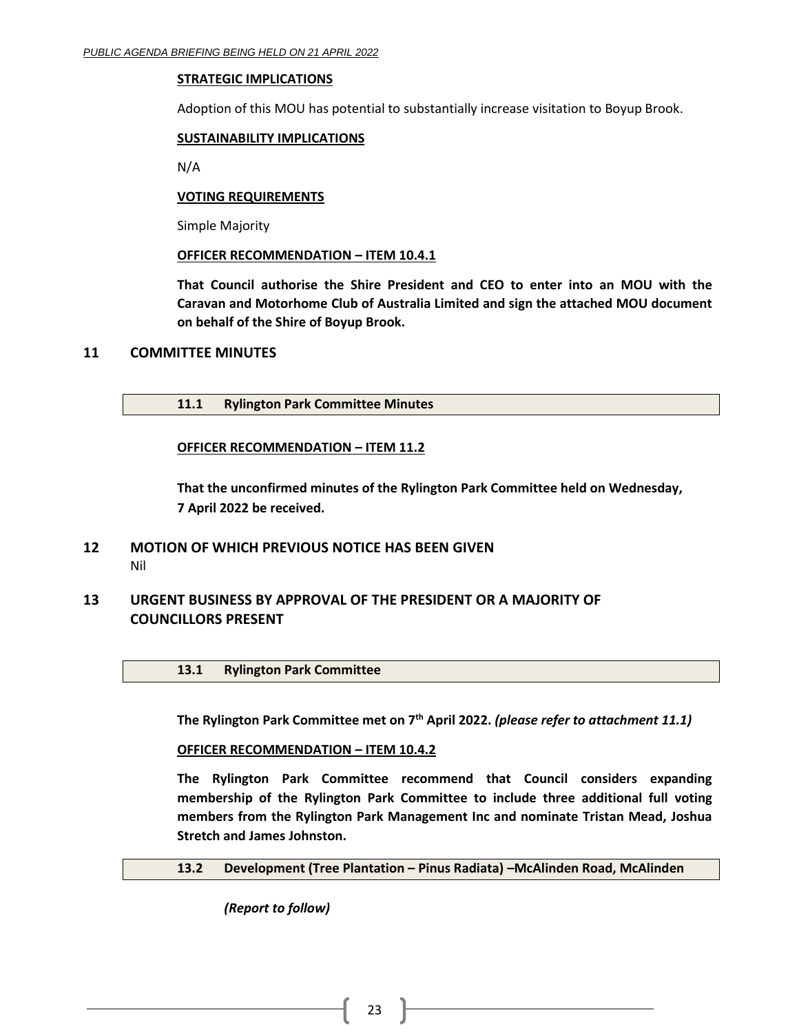**STRATEGIC IMPLICATIONS**

Adoption of this MOU has potential to substantially increase visitation to Boyup Brook.

**SUSTAINABILITY IMPLICATIONS**

N/A

**VOTING REQUIREMENTS**

Simple Majority

**OFFICER RECOMMENDATION – ITEM 10.4.1**

**That Council authorise the Shire President and CEO to enter into an MOU with the Caravan and Motorhome Club of Australia Limited and sign the attached MOU document on behalf of the Shire of Boyup Brook.**

# 11 COMMITTEE MINUTES

## 11.1 Rylington Park Committee Minutes

**OFFICER RECOMMENDATION – ITEM 11.2**

**That the unconfirmed minutes of the Rylington Park Committee held on Wednesday, 7 April 2022 be received.**

# 12 MOTION OF WHICH PREVIOUS NOTICE HAS BEEN GIVEN

Nil

# 13 URGENT BUSINESS BY APPROVAL OF THE PRESIDENT OR A MAJORITY OF COUNCILLORS PRESENT

## 13.1 Rylington Park Committee

**The Rylington Park Committee met on 7th April 2022.** ***(please refer to attachment 11.1)***

**OFFICER RECOMMENDATION – ITEM 10.4.2**

**The Rylington Park Committee recommend that Council considers expanding membership of the Rylington Park Committee to include three additional full voting members from the Rylington Park Management Inc and nominate Tristan Mead, Joshua Stretch and James Johnston.**

## 13.2 Development (Tree Plantation – Pinus Radiata) –McAlinden Road, McAlinden

***(Report to follow)***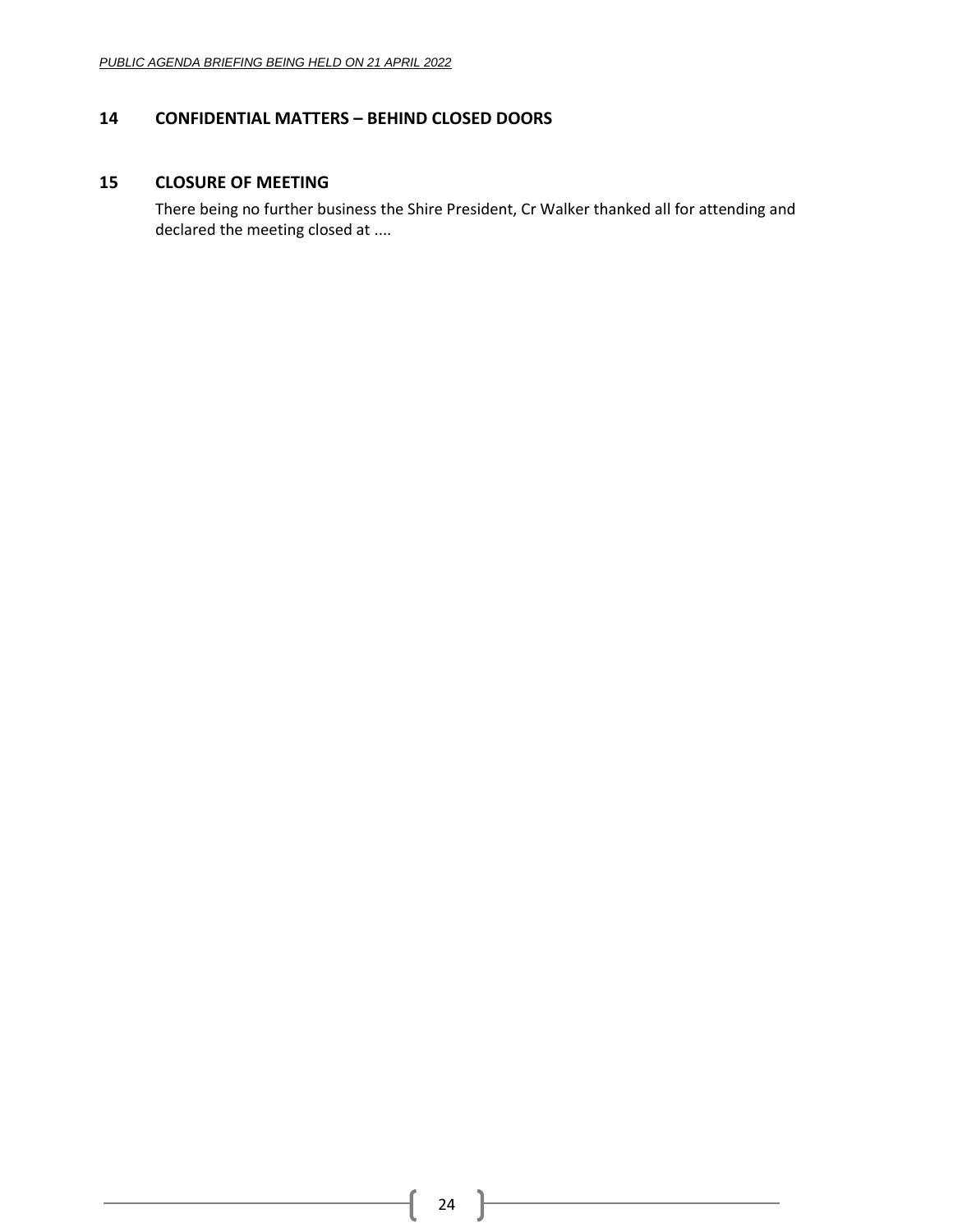## 14 CONFIDENTIAL MATTERS – BEHIND CLOSED DOORS

## 15 CLOSURE OF MEETING

There being no further business the Shire President, Cr Walker thanked all for attending and declared the meeting closed at ....